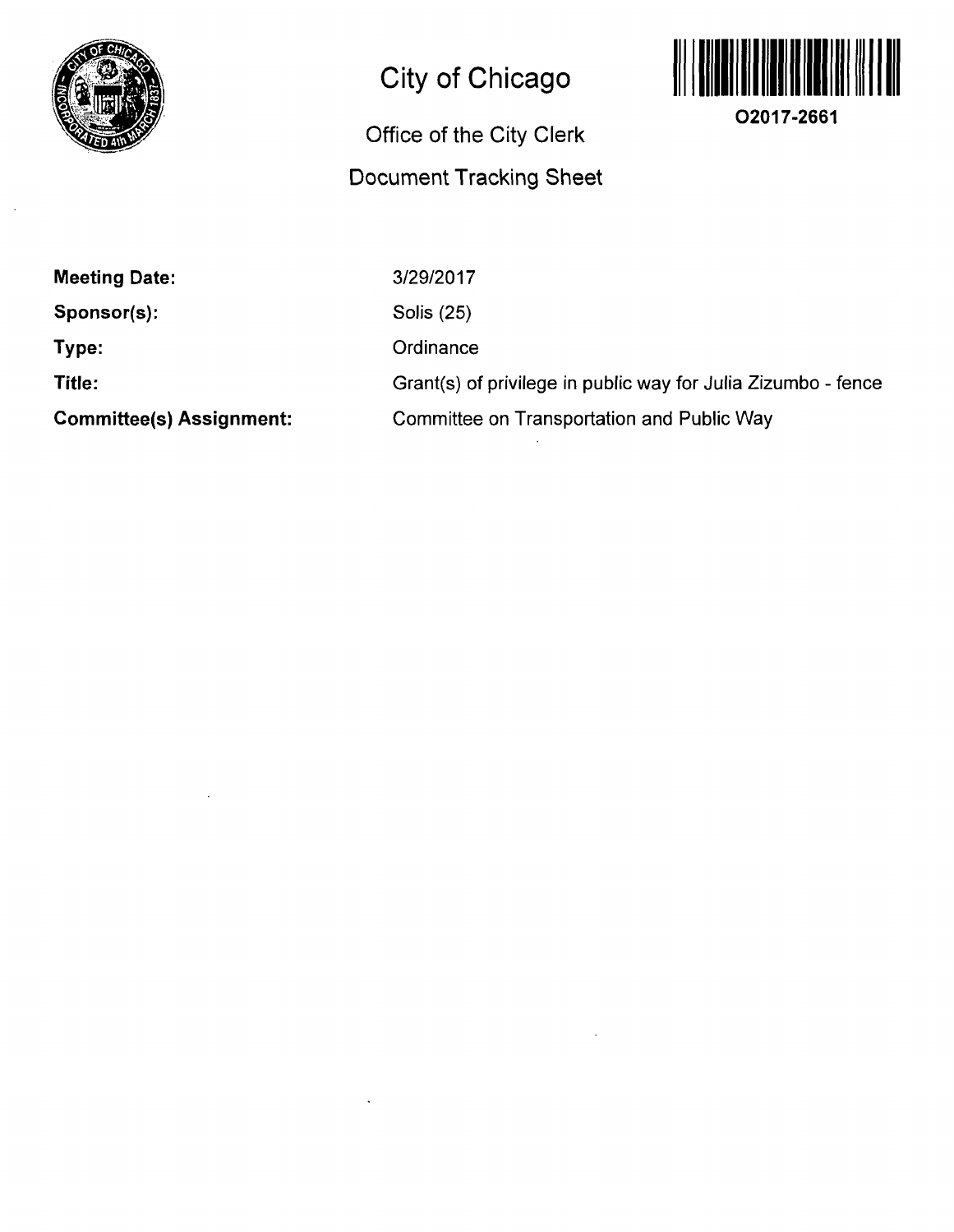# City of Chicago

## Office of the City Clerk

## Document Tracking Sheet

O2017-2661

| | |
|---|---|
| **Meeting Date:** | 3/29/2017 |
| **Sponsor(s):** | Solis (25) |
| **Type:** | Ordinance |
| **Title:** | Grant(s) of privilege in public way for Julia Zizumbo - fence |
| **Committee(s) Assignment:** | Committee on Transportation and Public Way |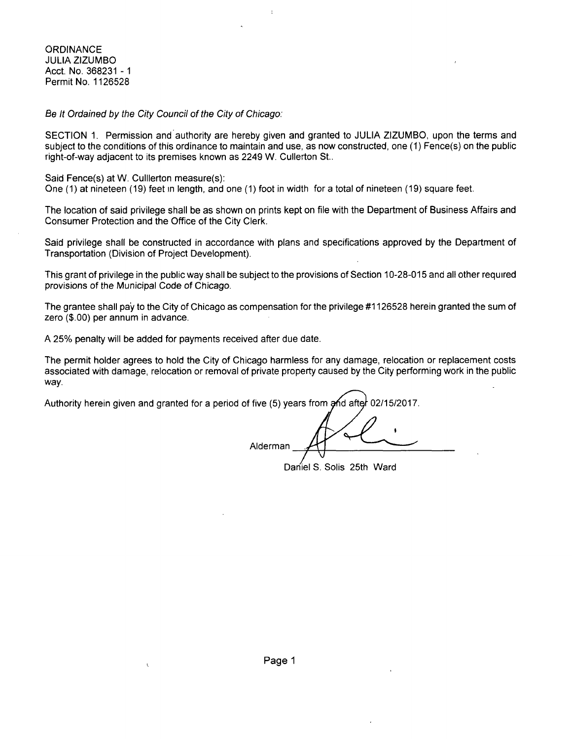ORDINANCE
JULIA ZIZUMBO
Acct. No. 368231 - 1
Permit No. 1126528

*Be It Ordained by the City Council of the City of Chicago:*

SECTION 1. Permission and authority are hereby given and granted to JULIA ZIZUMBO, upon the terms and subject to the conditions of this ordinance to maintain and use, as now constructed, one (1) Fence(s) on the public right-of-way adjacent to its premises known as 2249 W. Cullerton St..

Said Fence(s) at W. Culllerton measure(s):
One (1) at nineteen (19) feet in length, and one (1) foot in width for a total of nineteen (19) square feet.

The location of said privilege shall be as shown on prints kept on file with the Department of Business Affairs and Consumer Protection and the Office of the City Clerk.

Said privilege shall be constructed in accordance with plans and specifications approved by the Department of Transportation (Division of Project Development).

This grant of privilege in the public way shall be subject to the provisions of Section 10-28-015 and all other required provisions of the Municipal Code of Chicago.

The grantee shall pay to the City of Chicago as compensation for the privilege #1126528 herein granted the sum of zero ($.00) per annum in advance.

A 25% penalty will be added for payments received after due date.

The permit holder agrees to hold the City of Chicago harmless for any damage, relocation or replacement costs associated with damage, relocation or removal of private property caused by the City performing work in the public way.

Authority herein given and granted for a period of five (5) years from and after 02/15/2017.

Alderman ______________________

Daniel S. Solis 25th Ward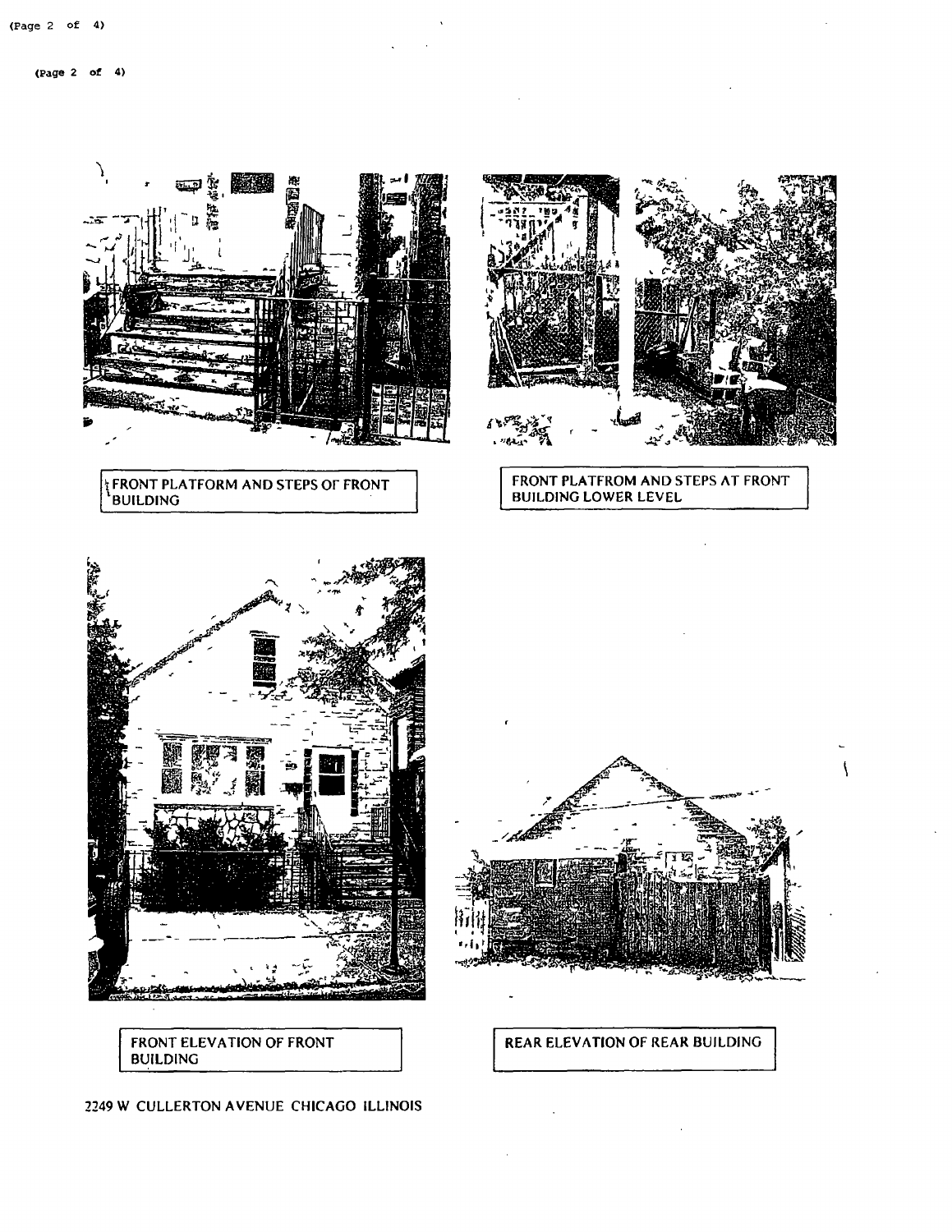FRONT PLATFORM AND STEPS OF FRONT BUILDING

FRONT PLATFROM AND STEPS AT FRONT BUILDING LOWER LEVEL

FRONT ELEVATION OF FRONT BUILDING

REAR ELEVATION OF REAR BUILDING

2249 W CULLERTON AVENUE CHICAGO ILLINOIS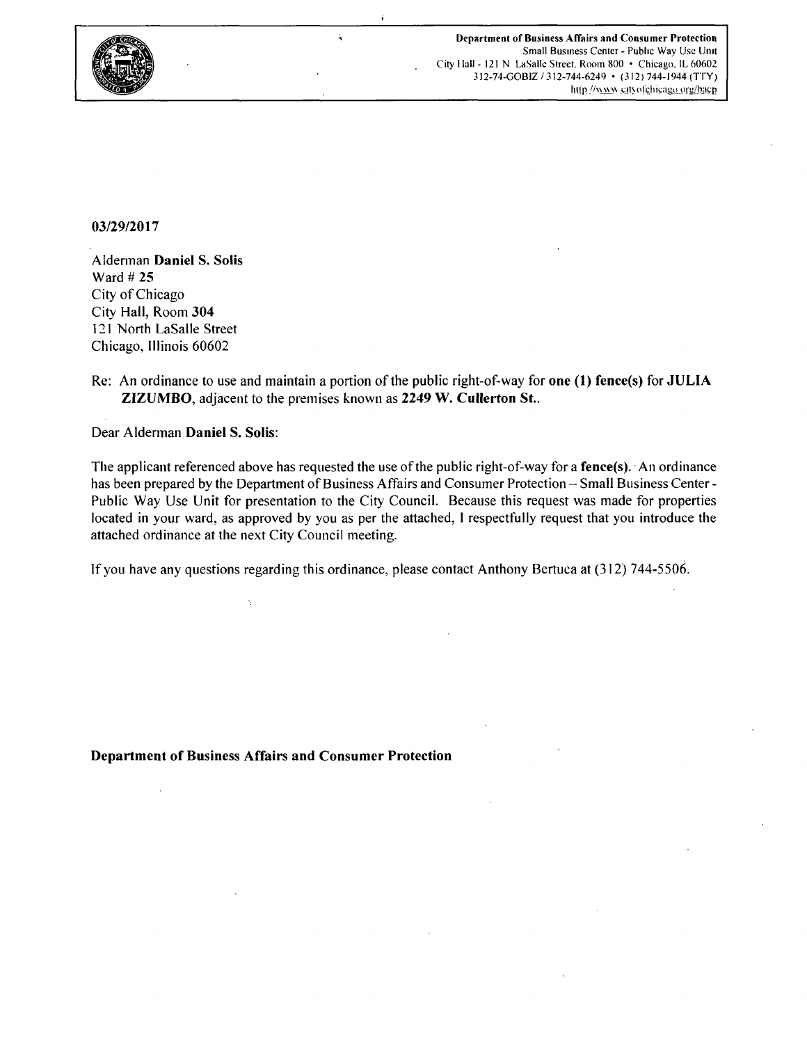**Department of Business Affairs and Consumer Protection**
Small Business Center - Public Way Use Unit
City Hall - 121 N LaSalle Street, Room 800 • Chicago, IL 60602
312-74-GOBIZ / 312-744-6249 • (312) 744-1944 (TTY)
http://www.cityofchicago.org/bacp

**03/29/2017**

Alderman **Daniel S. Solis**
Ward # **25**
City of Chicago
City Hall, Room **304**
121 North LaSalle Street
Chicago, Illinois 60602

Re: An ordinance to use and maintain a portion of the public right-of-way for **one (1) fence(s)** for **JULIA ZIZUMBO**, adjacent to the premises known as **2249 W. Cullerton St.**.

Dear Alderman **Daniel S. Solis**:

The applicant referenced above has requested the use of the public right-of-way for a **fence(s)**. An ordinance has been prepared by the Department of Business Affairs and Consumer Protection – Small Business Center - Public Way Use Unit for presentation to the City Council. Because this request was made for properties located in your ward, as approved by you as per the attached, I respectfully request that you introduce the attached ordinance at the next City Council meeting.

If you have any questions regarding this ordinance, please contact Anthony Bertuca at (312) 744-5506.

**Department of Business Affairs and Consumer Protection**